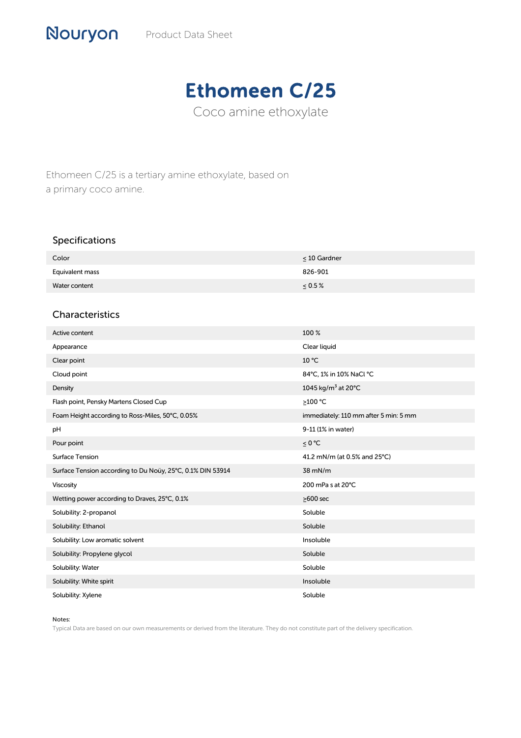Nouryon Product Data Sheet

# Ethomeen C/25

Coco amine ethoxylate

Ethomeen C/25 is a tertiary amine ethoxylate, based on a primary coco amine.

## Specifications

| | |
|---|---|
| Color | ≤ 10 Gardner |
| Equivalent mass | 826-901 |
| Water content | ≤ 0.5 % |

## Characteristics

| | |
|---|---|
| Active content | 100 % |
| Appearance | Clear liquid |
| Clear point | 10 °C |
| Cloud point | 84°C, 1% in 10% NaCl °C |
| Density | 1045 kg/$m^3$ at 20°C |
| Flash point, Pensky Martens Closed Cup | ≥100 °C |
| Foam Height according to Ross-Miles, 50°C, 0.05% | immediately: 110 mm after 5 min: 5 mm |
| pH | 9-11 (1% in water) |
| Pour point | ≤ 0 °C |
| Surface Tension | 41.2 mN/m (at 0.5% and 25°C) |
| Surface Tension according to Du Noüy, 25°C, 0.1% DIN 53914 | 38 mN/m |
| Viscosity | 200 mPa s at 20°C |
| Wetting power according to Draves, 25°C, 0.1% | ≥600 sec |
| Solubility: 2-propanol | Soluble |
| Solubility: Ethanol | Soluble |
| Solubility: Low aromatic solvent | Insoluble |
| Solubility: Propylene glycol | Soluble |
| Solubility: Water | Soluble |
| Solubility: White spirit | Insoluble |
| Solubility: Xylene | Soluble |

Notes:

Typical Data are based on our own measurements or derived from the literature. They do not constitute part of the delivery specification.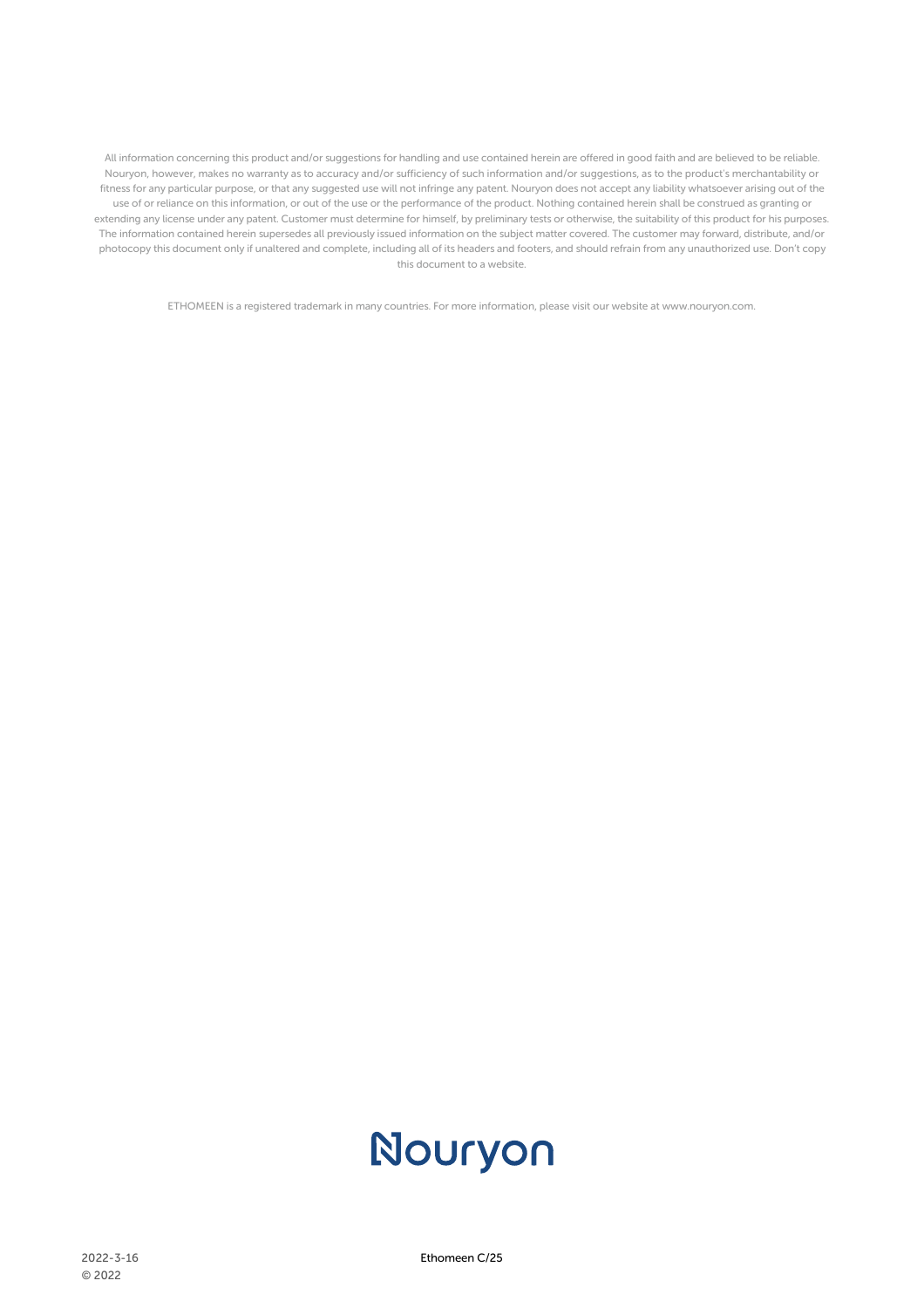All information concerning this product and/or suggestions for handling and use contained herein are offered in good faith and are believed to be reliable. Nouryon, however, makes no warranty as to accuracy and/or sufficiency of such information and/or suggestions, as to the product's merchantability or fitness for any particular purpose, or that any suggested use will not infringe any patent. Nouryon does not accept any liability whatsoever arising out of the use of or reliance on this information, or out of the use or the performance of the product. Nothing contained herein shall be construed as granting or extending any license under any patent. Customer must determine for himself, by preliminary tests or otherwise, the suitability of this product for his purposes. The information contained herein supersedes all previously issued information on the subject matter covered. The customer may forward, distribute, and/or photocopy this document only if unaltered and complete, including all of its headers and footers, and should refrain from any unauthorized use. Don't copy this document to a website.

ETHOMEEN is a registered trademark in many countries. For more information, please visit our website at www.nouryon.com.

Nouryon

2022-3-16
© 2022

Ethomeen C/25